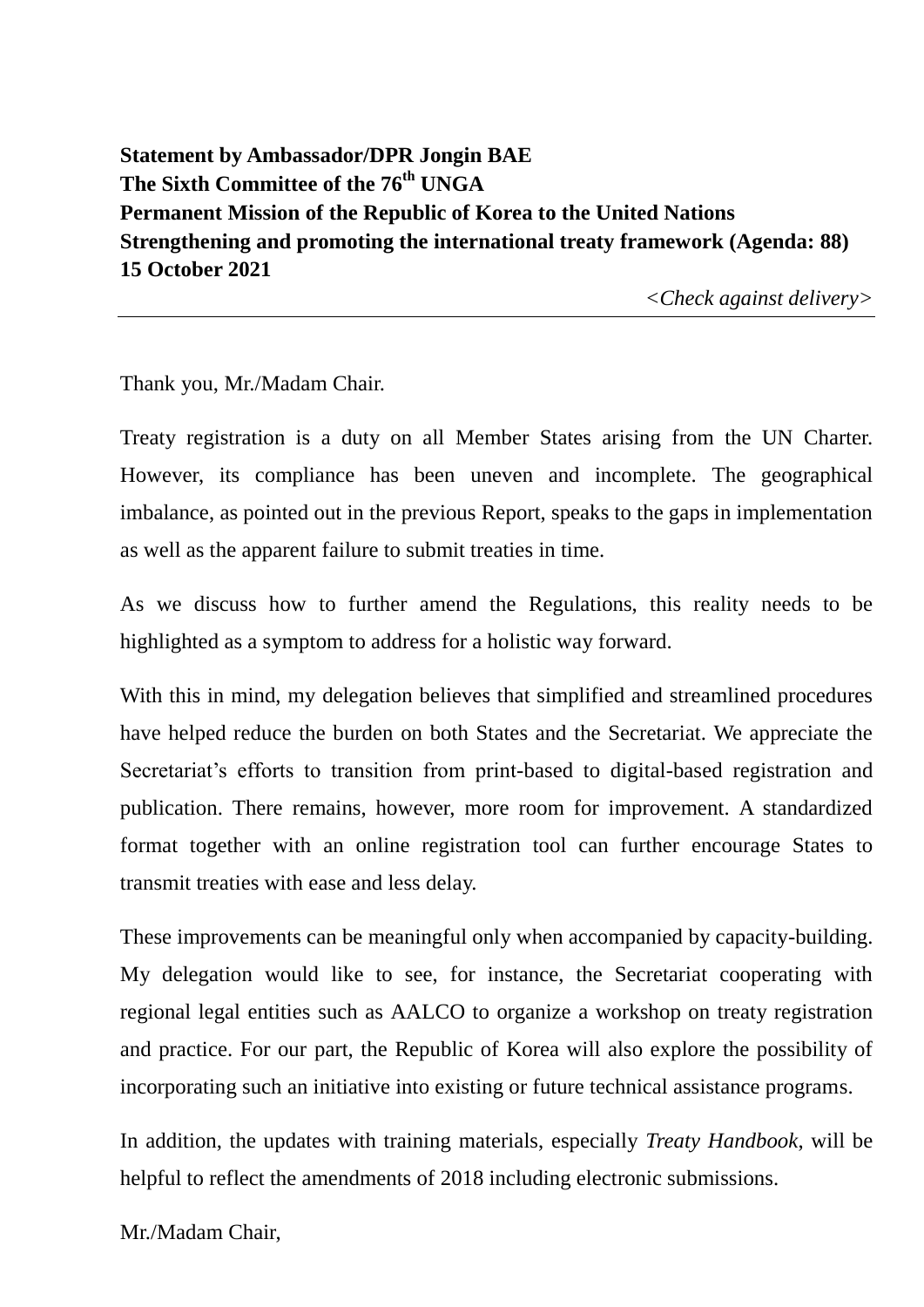**Statement by Ambassador/DPR Jongin BAE**
**The Sixth Committee of the 76th UNGA**
**Permanent Mission of the Republic of Korea to the United Nations**
**Strengthening and promoting the international treaty framework (Agenda: 88)**
**15 October 2021**

*<Check against delivery>*

---

Thank you, Mr./Madam Chair.

Treaty registration is a duty on all Member States arising from the UN Charter. However, its compliance has been uneven and incomplete. The geographical imbalance, as pointed out in the previous Report, speaks to the gaps in implementation as well as the apparent failure to submit treaties in time.

As we discuss how to further amend the Regulations, this reality needs to be highlighted as a symptom to address for a holistic way forward.

With this in mind, my delegation believes that simplified and streamlined procedures have helped reduce the burden on both States and the Secretariat. We appreciate the Secretariat's efforts to transition from print-based to digital-based registration and publication. There remains, however, more room for improvement. A standardized format together with an online registration tool can further encourage States to transmit treaties with ease and less delay.

These improvements can be meaningful only when accompanied by capacity-building. My delegation would like to see, for instance, the Secretariat cooperating with regional legal entities such as AALCO to organize a workshop on treaty registration and practice. For our part, the Republic of Korea will also explore the possibility of incorporating such an initiative into existing or future technical assistance programs.

In addition, the updates with training materials, especially *Treaty Handbook*, will be helpful to reflect the amendments of 2018 including electronic submissions.

Mr./Madam Chair,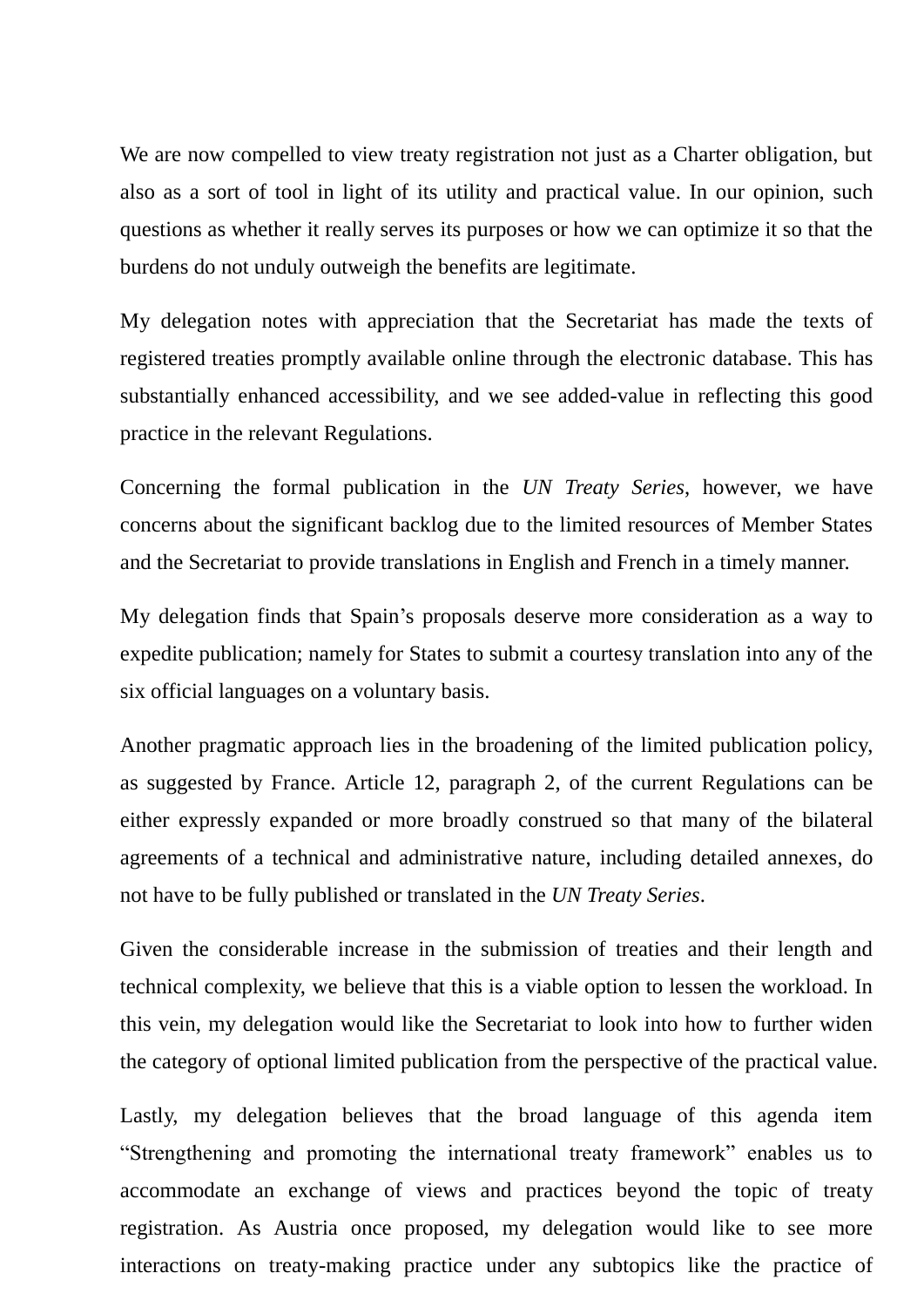We are now compelled to view treaty registration not just as a Charter obligation, but also as a sort of tool in light of its utility and practical value. In our opinion, such questions as whether it really serves its purposes or how we can optimize it so that the burdens do not unduly outweigh the benefits are legitimate.

My delegation notes with appreciation that the Secretariat has made the texts of registered treaties promptly available online through the electronic database. This has substantially enhanced accessibility, and we see added-value in reflecting this good practice in the relevant Regulations.

Concerning the formal publication in the *UN Treaty Series*, however, we have concerns about the significant backlog due to the limited resources of Member States and the Secretariat to provide translations in English and French in a timely manner.

My delegation finds that Spain's proposals deserve more consideration as a way to expedite publication; namely for States to submit a courtesy translation into any of the six official languages on a voluntary basis.

Another pragmatic approach lies in the broadening of the limited publication policy, as suggested by France. Article 12, paragraph 2, of the current Regulations can be either expressly expanded or more broadly construed so that many of the bilateral agreements of a technical and administrative nature, including detailed annexes, do not have to be fully published or translated in the *UN Treaty Series*.

Given the considerable increase in the submission of treaties and their length and technical complexity, we believe that this is a viable option to lessen the workload. In this vein, my delegation would like the Secretariat to look into how to further widen the category of optional limited publication from the perspective of the practical value.

Lastly, my delegation believes that the broad language of this agenda item "Strengthening and promoting the international treaty framework" enables us to accommodate an exchange of views and practices beyond the topic of treaty registration. As Austria once proposed, my delegation would like to see more interactions on treaty-making practice under any subtopics like the practice of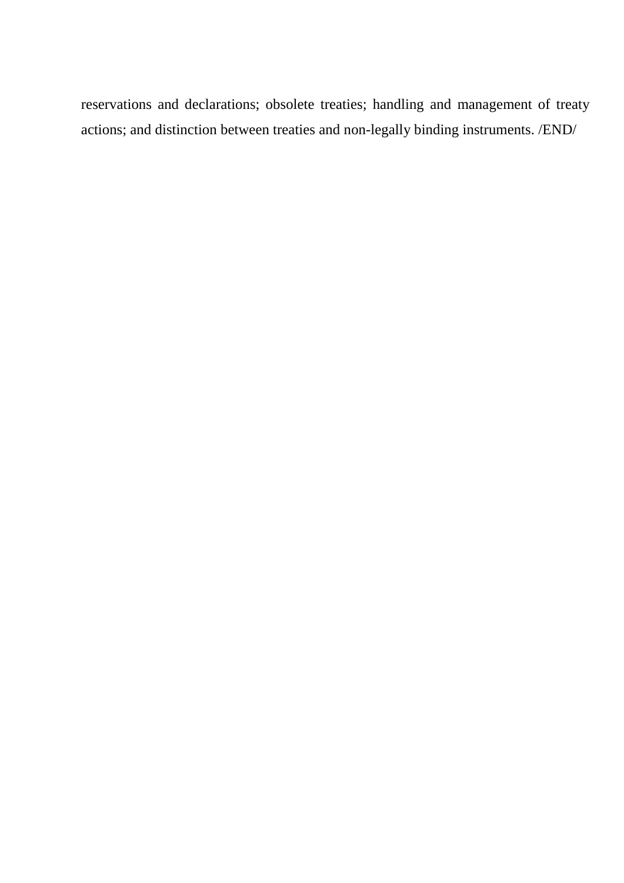reservations and declarations; obsolete treaties; handling and management of treaty actions; and distinction between treaties and non-legally binding instruments. /END/